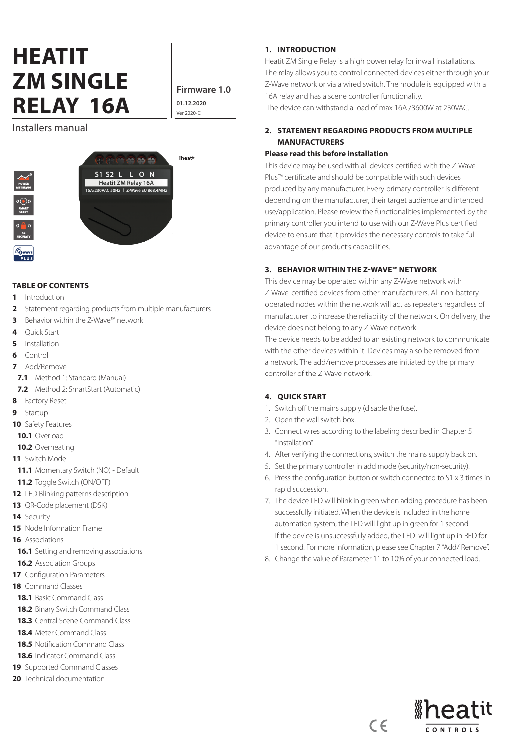# HEATIT ZM SINGLE RELAY 16A

Installers manual

**Firmware 1.0**

01.12.2020

Ver 2020-C

## TABLE OF CONTENTS

**1** Introduction
**2** Statement regarding products from multiple manufacturers
**3** Behavior within the Z-Wave™ network
**4** Quick Start
**5** Installation
**6** Control
**7** Add/Remove
  **7.1** Method 1: Standard (Manual)
  **7.2** Method 2: SmartStart (Automatic)
**8** Factory Reset
**9** Startup
**10** Safety Features
  **10.1** Overload
  **10.2** Overheating
**11** Switch Mode
  **11.1** Momentary Switch (NO) - Default
  **11.2** Toggle Switch (ON/OFF)
**12** LED Blinking patterns description
**13** QR-Code placement (DSK)
**14** Security
**15** Node Information Frame
**16** Associations
  **16.1** Setting and removing associations
  **16.2** Association Groups
**17** Configuration Parameters
**18** Command Classes
  **18.1** Basic Command Class
  **18.2** Binary Switch Command Class
  **18.3** Central Scene Command Class
  **18.4** Meter Command Class
  **18.5** Notification Command Class
  **18.6** Indicator Command Class
**19** Supported Command Classes
**20** Technical documentation

## 1. INTRODUCTION

Heatit ZM Single Relay is a high power relay for inwall installations. The relay allows you to control connected devices either through your Z-Wave network or via a wired switch. The module is equipped with a 16A relay and has a scene controller functionality.

The device can withstand a load of max 16A /3600W at 230VAC.

## 2. STATEMENT REGARDING PRODUCTS FROM MULTIPLE MANUFACTURERS

**Please read this before installation**

This device may be used with all devices certified with the Z-Wave Plus™ certificate and should be compatible with such devices produced by any manufacturer. Every primary controller is different depending on the manufacturer, their target audience and intended use/application. Please review the functionalities implemented by the primary controller you intend to use with our Z-Wave Plus certified device to ensure that it provides the necessary controls to take full advantage of our product's capabilities.

## 3. BEHAVIOR WITHIN THE Z-WAVE™ NETWORK

This device may be operated within any Z-Wave network with Z-Wave-certified devices from other manufacturers. All non-battery-operated nodes within the network will act as repeaters regardless of manufacturer to increase the reliability of the network. On delivery, the device does not belong to any Z-Wave network.

The device needs to be added to an existing network to communicate with the other devices within it. Devices may also be removed from a network. The add/remove processes are initiated by the primary controller of the Z-Wave network.

## 4. QUICK START

1. Switch off the mains supply (disable the fuse).
2. Open the wall switch box.
3. Connect wires according to the labeling described in Chapter 5 "Installation".
4. After verifying the connections, switch the mains supply back on.
5. Set the primary controller in add mode (security/non-security).
6. Press the configuration button or switch connected to S1 x 3 times in rapid succession.
7. The device LED will blink in green when adding procedure has been successfully initiated. When the device is included in the home automation system, the LED will light up in green for 1 second. If the device is unsuccessfully added, the LED will light up in RED for 1 second. For more information, please see Chapter 7 "Add/ Remove".
8. Change the value of Parameter 11 to 10% of your connected load.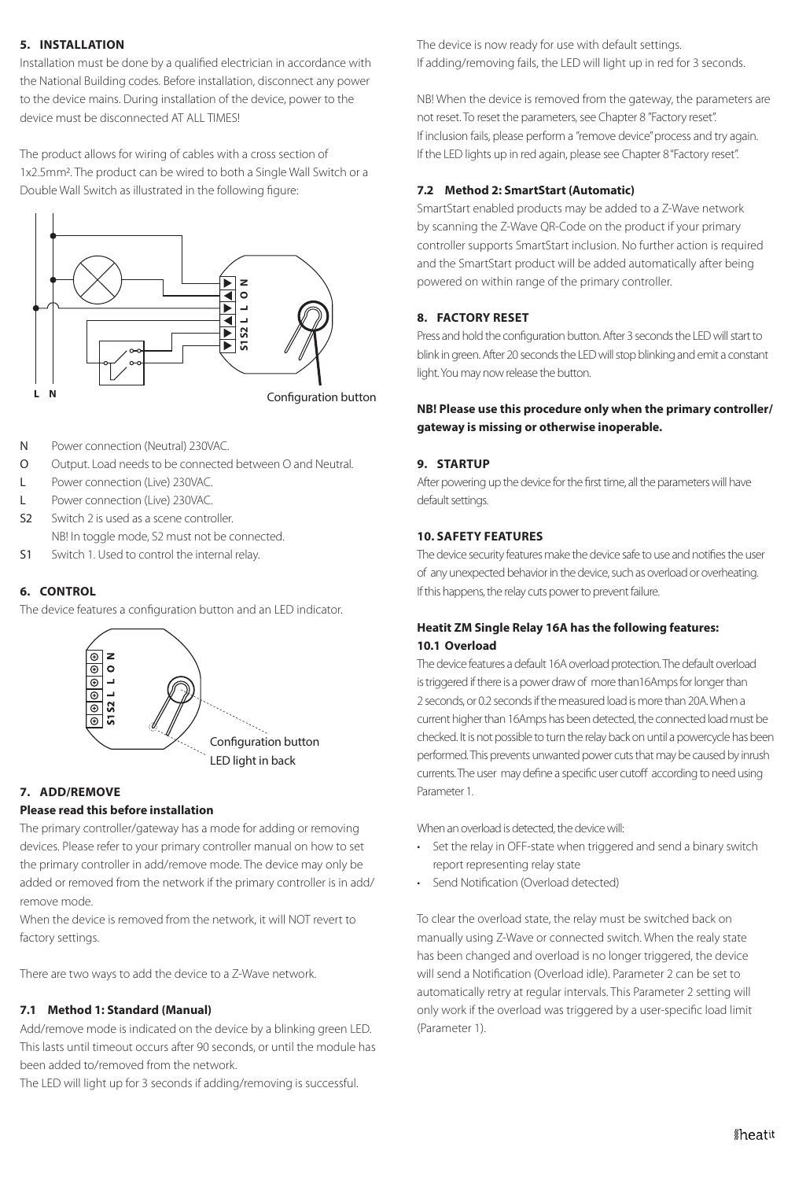## 5. INSTALLATION

Installation must be done by a qualified electrician in accordance with the National Building codes. Before installation, disconnect any power to the device mains. During installation of the device, power to the device must be disconnected AT ALL TIMES!

The product allows for wiring of cables with a cross section of 1x2.5mm². The product can be wired to both a Single Wall Switch or a Double Wall Switch as illustrated in the following figure:

Configuration button

- N Power connection (Neutral) 230VAC.
- O Output. Load needs to be connected between O and Neutral.
- L Power connection (Live) 230VAC.
- L Power connection (Live) 230VAC.
- S2 Switch 2 is used as a scene controller.
  NB! In toggle mode, S2 must not be connected.
- S1 Switch 1. Used to control the internal relay.

## 6. CONTROL

The device features a configuration button and an LED indicator.

Configuration button
LED light in back

## 7. ADD/REMOVE

**Please read this before installation**

The primary controller/gateway has a mode for adding or removing devices. Please refer to your primary controller manual on how to set the primary controller in add/remove mode. The device may only be added or removed from the network if the primary controller is in add/remove mode.

When the device is removed from the network, it will NOT revert to factory settings.

There are two ways to add the device to a Z-Wave network.

### 7.1 Method 1: Standard (Manual)

Add/remove mode is indicated on the device by a blinking green LED. This lasts until timeout occurs after 90 seconds, or until the module has been added to/removed from the network.

The LED will light up for 3 seconds if adding/removing is successful.

The device is now ready for use with default settings.
If adding/removing fails, the LED will light up in red for 3 seconds.

NB! When the device is removed from the gateway, the parameters are not reset. To reset the parameters, see Chapter 8 "Factory reset".
If inclusion fails, please perform a "remove device" process and try again.
If the LED lights up in red again, please see Chapter 8 "Factory reset".

### 7.2 Method 2: SmartStart (Automatic)

SmartStart enabled products may be added to a Z-Wave network by scanning the Z-Wave QR-Code on the product if your primary controller supports SmartStart inclusion. No further action is required and the SmartStart product will be added automatically after being powered on within range of the primary controller.

## 8. FACTORY RESET

Press and hold the configuration button. After 3 seconds the LED will start to blink in green. After 20 seconds the LED will stop blinking and emit a constant light. You may now release the button.

**NB! Please use this procedure only when the primary controller/gateway is missing or otherwise inoperable.**

## 9. STARTUP

After powering up the device for the first time, all the parameters will have default settings.

## 10. SAFETY FEATURES

The device security features make the device safe to use and notifies the user of any unexpected behavior in the device, such as overload or overheating. If this happens, the relay cuts power to prevent failure.

**Heatit ZM Single Relay 16A has the following features:**

### 10.1 Overload

The device features a default 16A overload protection. The default overload is triggered if there is a power draw of more than16Amps for longer than 2 seconds, or 0.2 seconds if the measured load is more than 20A. When a current higher than 16Amps has been detected, the connected load must be checked. It is not possible to turn the relay back on until a powercycle has been performed. This prevents unwanted power cuts that may be caused by inrush currents. The user may define a specific user cutoff according to need using Parameter 1.

When an overload is detected, the device will:

- Set the relay in OFF-state when triggered and send a binary switch report representing relay state
- Send Notification (Overload detected)

To clear the overload state, the relay must be switched back on manually using Z-Wave or connected switch. When the realy state has been changed and overload is no longer triggered, the device will send a Notification (Overload idle). Parameter 2 can be set to automatically retry at regular intervals. This Parameter 2 setting will only work if the overload was triggered by a user-specific load limit (Parameter 1).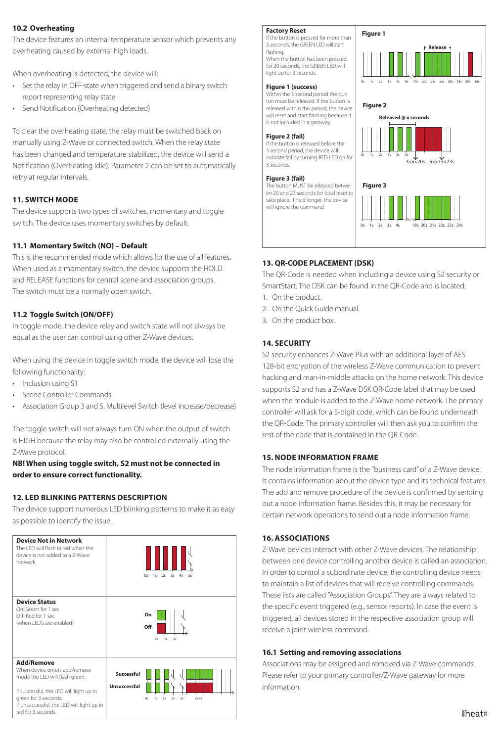### 10.2 Overheating

The device features an internal temperature sensor which prevents any overheating caused by external high loads.

When overheating is detected, the device will:

- Set the relay in OFF-state when triggered and send a binary switch report representing relay state
- Send Notification (Overheating detected)

To clear the overheating state, the relay must be switched back on manually using Z-Wave or connected switch. When the relay state has been changed and temperature stabilized, the device will send a Notification (Overheating idle). Parameter 2 can be set to automatically retry at regular intervals.

## 11. SWITCH MODE

The device supports two types of switches, momentary and toggle switch. The device uses momentary switches by default.

### 11.1 Momentary Switch (NO) – Default

This is the recommended mode which allows for the use of all features. When used as a momentary switch, the device supports the HOLD and RELEASE functions for central scene and association groups. The switch must be a normally open switch.

### 11.2 Toggle Switch (ON/OFF)

In toggle mode, the device relay and switch state will not always be equal as the user can control using other Z-Wave devices.

When using the device in toggle switch mode, the device will lose the following functionality:

- Inclusion using S1
- Scene Controller Commands
- Association Group 3 and 5, Multilevel Switch (level increase/decrease)

The toggle switch will not always turn ON when the output of switch is HIGH because the relay may also be controlled externally using the Z-Wave protocol.

**NB! When using toggle switch, S2 must not be connected in order to ensure correct functionality.**

## 12. LED BLINKING PATTERNS DESCRIPTION

The device support numerous LED blinking patterns to make it as easy as possible to identify the issue.

**Device Not in Network**
The LED will flash in red when the device is not added to a Z-Wave network

**Device Status**
On: Green for 1 sec
Off: Red for 1 sec
(when LED's are enabled)

**Add/Remove**
When device enters add/remove mode the LED will flash green.

If successful, the LED will light up in green for 3 seconds.
If unsuccessful, the LED will light up in red for 3 seconds.

**Factory Reset**
If the button is pressed for more than 3 seconds, the GREEN LED will start flashing.
When the button has been pressed for 20 seconds, the GREEN LED will light up for 3 seconds.

**Figure 1 (success)**
Within the 3 second period the button must be released. If the button is released within this period, the device will reset and start flashing because it is not included in a gateway.

**Figure 2 (fail)**
If the button is released before the 3 second period, the device will indicate fail by turning RED LED on for 3 seconds.

**Figure 3 (fail)**
The button MUST be released between 20 and 23 seconds for local reset to take place. If held longer, the device will ignore the command.

## 13. QR-CODE PLACEMENT (DSK)

The QR-Code is needed when including a device using S2 security or SmartStart. The DSK can be found in the QR-Code and is located;

1. On the product.
2. On the Quick Guide manual.
3. On the product box.

## 14. SECURITY

S2 security enhances Z-Wave Plus with an additional layer of AES 128-bit encryption of the wireless Z-Wave communication to prevent hacking and man-in-middle attacks on the home network. This device supports S2 and has a Z-Wave DSK QR-Code label that may be used when the module is added to the Z-Wave home network. The primary controller will ask for a 5-digit code, which can be found underneath the QR-Code. The primary controller will then ask you to confirm the rest of the code that is contained in the QR-Code.

## 15. NODE INFORMATION FRAME

The node information frame is the "business card" of a Z-Wave device. It contains information about the device type and its technical features. The add and remove procedure of the device is confirmed by sending out a node information frame. Besides this, it may be necessary for certain network operations to send out a node information frame.

## 16. ASSOCIATIONS

Z-Wave devices interact with other Z-Wave devices. The relationship between one device controlling another device is called an association. In order to control a subordinate device, the controlling device needs to maintain a list of devices that will receive controlling commands. These lists are called "Association Groups". They are always related to the specific event triggered (e.g., sensor reports). In case the event is triggered, all devices stored in the respective association group will receive a joint wireless command.

### 16.1 Setting and removing associations

Associations may be assigned and removed via Z-Wave commands. Please refer to your primary controller/Z-Wave gateway for more information.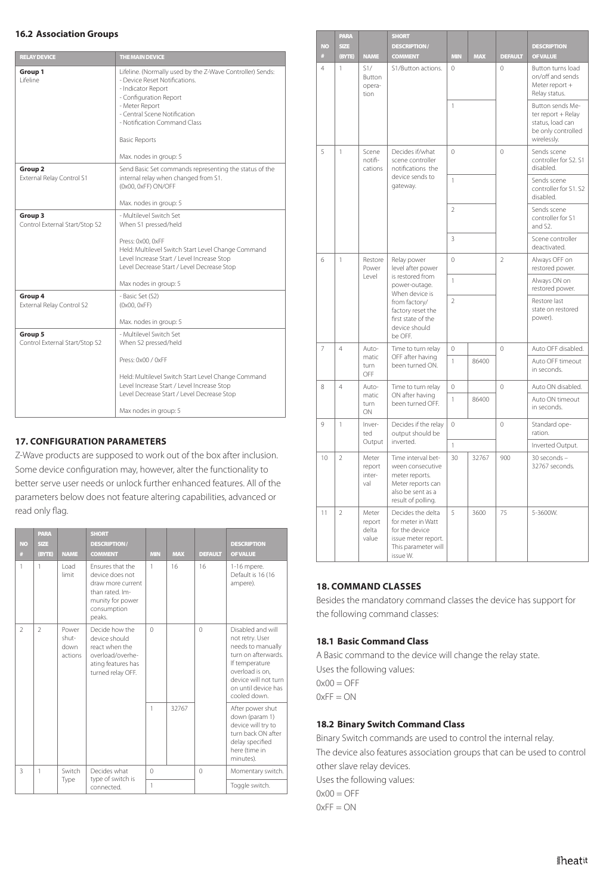### 16.2 Association Groups

| RELAY DEVICE | THE MAIN DEVICE |
|---|---|
| **Group 1**<br>Lifeline | Lifeline. (Normally used by the Z-Wave Controller) Sends:<br>- Device Reset Notifications.<br>- Indicator Report<br>- Configuration Report<br>- Meter Report<br>- Central Scene Notification<br>- Notification Command Class<br><br>Basic Reports<br><br>Max. nodes in group: 5 |
| **Group 2**<br>External Relay Control S1 | Send Basic Set commands representing the status of the internal relay when changed from S1.<br>(0x00, 0xFF) ON/OFF<br><br>Max. nodes in group: 5 |
| **Group 3**<br>Control External Start/Stop S2 | - Multilevel Switch Set<br>When S1 pressed/held<br><br>Press: 0x00, 0xFF<br>Held: Multilevel Switch Start Level Change Command<br>Level Increase Start / Level Increase Stop<br>Level Decrease Start / Level Decrease Stop<br><br>Max nodes in group: 5 |
| **Group 4**<br>External Relay Control S2 | - Basic Set (S2)<br>(0x00, 0xFF)<br><br>Max. nodes in group: 5 |
| **Group 5**<br>Control External Start/Stop S2 | - Multilevel Switch Set<br>When S2 pressed/held<br><br>Press: 0x00 / 0xFF<br><br>Held: Multilevel Switch Start Level Change Command<br>Level Increase Start / Level Increase Stop<br>Level Decrease Start / Level Decrease Stop<br><br>Max nodes in group: 5 |

## 17. CONFIGURATION PARAMETERS

Z-Wave products are supposed to work out of the box after inclusion. Some device configuration may, however, alter the functionality to better serve user needs or unlock further enhanced features. All of the parameters below does not feature altering capabilities, advanced or read only flag.

| NO # | PARA SIZE (BYTE) | NAME | SHORT DESCRIPTION / COMMENT | MIN | MAX | DEFAULT | DESCRIPTION OF VALUE |
|---|---|---|---|---|---|---|---|
| 1 | 1 | Load limit | Ensures that the device does not draw more current than rated. Immunity for power consumption peaks. | 1 | 16 | 16 | 1-16 mpere. Default is 16 (16 ampere). |
| 2 | 2 | Power shutdown actions | Decide how the device should react when the overload/overheating features has turned relay OFF. | 0 | | 0 | Disabled and will not retry. User needs to manually turn on afterwards. If temperature overload is on, device will not turn on until device has cooled down. |
| | | | | 1 | 32767 | | After power shut down (param 1) device will try to turn back ON after delay specified here (time in minutes). |
| 3 | 1 | Switch Type | Decides what type of switch is connected. | 0 | | 0 | Momentary switch. |
| | | | | 1 | | | Toggle switch. |
| 4 | 1 | S1/ Button operation | S1/Button actions. | 0 | | 0 | Button turns load on/off and sends Meter report + Relay status. |
| | | | | 1 | | | Button sends Meter report + Relay status, load can be only controlled wirelessly. |
| 5 | 1 | Scene notifications | Decides if/what scene controller notifications the device sends to gateway. | 0 | | 0 | Sends scene controller for S2. S1 disabled. |
| | | | | 1 | | | Sends scene controller for S1. S2 disabled. |
| | | | | 2 | | | Sends scene controller for S1 and S2. |
| | | | | 3 | | | Scene controller deactivated. |
| 6 | 1 | Restore Power Level | Relay power level after power is restored from power-outage. When device is from factory/ factory reset the first state of the device should be OFF. | 0 | | 2 | Always OFF on restored power. |
| | | | | 1 | | | Always ON on restored power. |
| | | | | 2 | | | Restore last state on restored power). |
| 7 | 4 | Automatic turn OFF | Time to turn relay OFF after having been turned ON. | 0 | | 0 | Auto OFF disabled. |
| | | | | 1 | 86400 | | Auto OFF timeout in seconds. |
| 8 | 4 | Automatic turn ON | Time to turn relay ON after having been turned OFF. | 0 | | 0 | Auto ON disabled. |
| | | | | 1 | 86400 | | Auto ON timeout in seconds. |
| 9 | 1 | Inverted Output | Decides if the relay output should be inverted. | 0 | | 0 | Standard operation. |
| | | | | 1 | | | Inverted Output. |
| 10 | 2 | Meter report interval | Time interval between consecutive meter reports. Meter reports can also be sent as a result of polling. | 30 | 32767 | 900 | 30 seconds – 32767 seconds. |
| 11 | 2 | Meter report delta value | Decides the delta for meter in Watt for the device issue meter report. This parameter will issue W. | 5 | 3600 | 75 | 5-3600W. |

## 18. COMMAND CLASSES

Besides the mandatory command classes the device has support for the following command classes:

### 18.1 Basic Command Class

A Basic command to the device will change the relay state.
Uses the following values:
0x00 = OFF
0xFF = ON

### 18.2 Binary Switch Command Class

Binary Switch commands are used to control the internal relay.
The device also features association groups that can be used to control other slave relay devices.
Uses the following values:
0x00 = OFF
0xFF = ON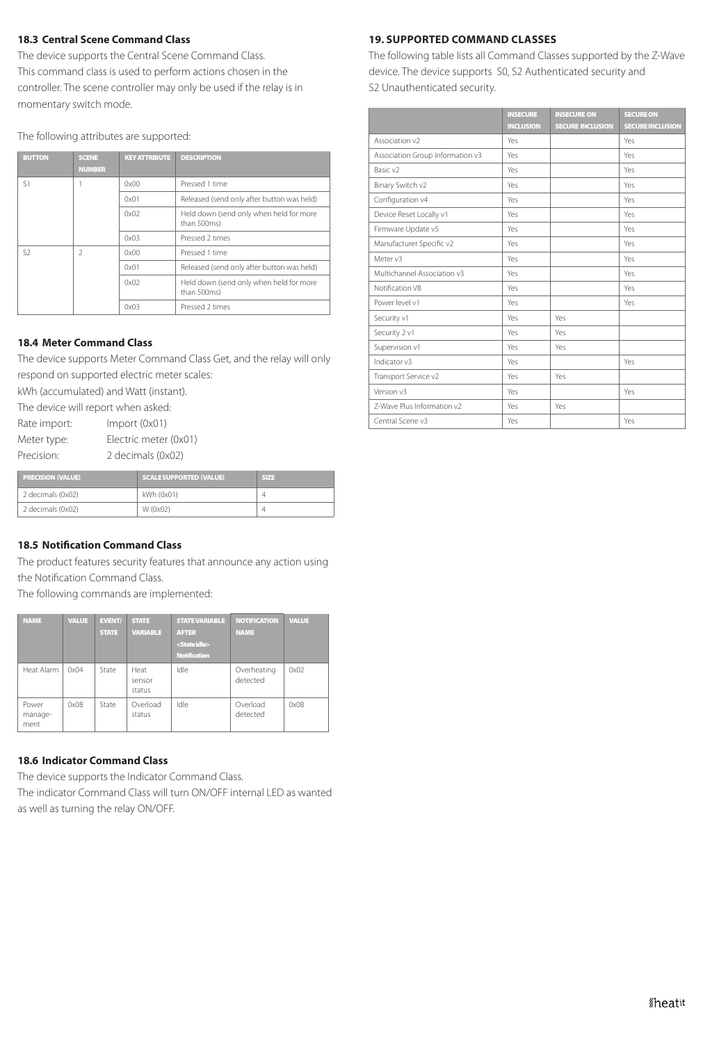### 18.3 Central Scene Command Class

The device supports the Central Scene Command Class.
This command class is used to perform actions chosen in the controller. The scene controller may only be used if the relay is in momentary switch mode.

The following attributes are supported:

| BUTTON | SCENE NUMBER | KEY ATTRIBUTE | DESCRIPTION |
|---|---|---|---|
| S1 | 1 | 0x00 | Pressed 1 time |
| | | 0x01 | Released (send only after button was held) |
| | | 0x02 | Held down (send only when held for more than 500ms) |
| | | 0x03 | Pressed 2 times |
| S2 | 2 | 0x00 | Pressed 1 time |
| | | 0x01 | Released (send only after button was held) |
| | | 0x02 | Held down (send only when held for more than 500ms) |
| | | 0x03 | Pressed 2 times |

### 18.4 Meter Command Class

The device supports Meter Command Class Get, and the relay will only respond on supported electric meter scales:
kWh (accumulated) and Watt (instant).
The device will report when asked:

Rate import: Import (0x01)
Meter type: Electric meter (0x01)
Precision: 2 decimals (0x02)

| PRECISION (VALUE) | SCALE SUPPORTED (VALUE) | SIZE |
|---|---|---|
| 2 decimals (0x02) | kWh (0x01) | 4 |
| 2 decimals (0x02) | W (0x02) | 4 |

### 18.5 Notification Command Class

The product features security features that announce any action using the Notification Command Class.
The following commands are implemented:

| NAME | VALUE | EVENT/ STATE | STATE VARIABLE | STATE VARIABLE AFTER <State idle> Notification | NOTIFICATION NAME | VALUE |
|---|---|---|---|---|---|---|
| Heat Alarm | 0x04 | State | Heat sensor status | Idle | Overheating detected | 0x02 |
| Power manage-ment | 0x08 | State | Overload status | Idle | Overload detected | 0x08 |

### 18.6 Indicator Command Class

The device supports the Indicator Command Class.
The indicator Command Class will turn ON/OFF internal LED as wanted as well as turning the relay ON/OFF.

### 19. SUPPORTED COMMAND CLASSES

The following table lists all Command Classes supported by the Z-Wave device. The device supports S0, S2 Authenticated security and S2 Unauthenticated security.

| | INSECURE INCLUSION | INSECURE ON SECURE INCLUSION | SECURE ON SECURE INCLUSION |
|---|---|---|---|
| Association v2 | Yes | | Yes |
| Association Group Information v3 | Yes | | Yes |
| Basic v2 | Yes | | Yes |
| Binary Switch v2 | Yes | | Yes |
| Configuration v4 | Yes | | Yes |
| Device Reset Locally v1 | Yes | | Yes |
| Firmware Update v5 | Yes | | Yes |
| Manufacturer Specific v2 | Yes | | Yes |
| Meter v3 | Yes | | Yes |
| Multichannel Association v3 | Yes | | Yes |
| Notification V8 | Yes | | Yes |
| Power level v1 | Yes | | Yes |
| Security v1 | Yes | Yes | |
| Security 2 v1 | Yes | Yes | |
| Supervision v1 | Yes | Yes | |
| Indicator v3 | Yes | | Yes |
| Transport Service v2 | Yes | Yes | |
| Version v3 | Yes | | Yes |
| Z-Wave Plus Information v2 | Yes | Yes | |
| Central Scene v3 | Yes | | Yes |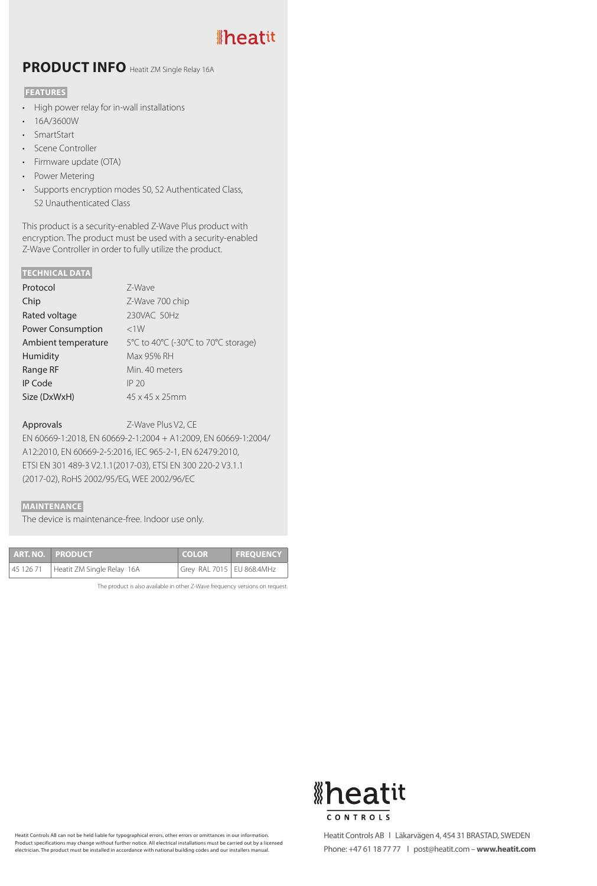# PRODUCT INFO Heatit ZM Single Relay 16A

## FEATURES

- High power relay for in-wall installations
- 16A/3600W
- SmartStart
- Scene Controller
- Firmware update (OTA)
- Power Metering
- Supports encryption modes S0, S2 Authenticated Class, S2 Unauthenticated Class

This product is a security-enabled Z-Wave Plus product with encryption. The product must be used with a security-enabled Z-Wave Controller in order to fully utilize the product.

## TECHNICAL DATA

| | |
|---|---|
| Protocol | Z-Wave |
| Chip | Z-Wave 700 chip |
| Rated voltage | 230VAC 50Hz |
| Power Consumption | <1W |
| Ambient temperature | 5°C to 40°C (-30°C to 70°C storage) |
| Humidity | Max 95% RH |
| Range RF | Min. 40 meters |
| IP Code | IP 20 |
| Size (DxWxH) | 45 x 45 x 25mm |

Approvals Z-Wave Plus V2, CE
EN 60669-1:2018, EN 60669-2-1:2004 + A1:2009, EN 60669-1:2004/A12:2010, EN 60669-2-5:2016, IEC 965-2-1, EN 62479:2010, ETSI EN 301 489-3 V2.1.1(2017-03), ETSI EN 300 220-2 V3.1.1 (2017-02), RoHS 2002/95/EG, WEE 2002/96/EC

## MAINTENANCE

The device is maintenance-free. Indoor use only.

| ART. NO. | PRODUCT | COLOR | FREQUENCY |
|---|---|---|---|
| 45 126 71 | Heatit ZM Single Relay 16A | Grey RAL 7015 | EU 868.4MHz |

The product is also available in other Z-Wave frequency versions on request.

Heatit Controls AB can not be held liable for typographical errors, other errors or omittances in our information. Product specifications may change without further notice. All electrical installations must be carried out by a licensed electrician. The product must be installed in accordance with national building codes and our installers manual.

Heatit Controls AB | Läkarvägen 4, 454 31 BRASTAD, SWEDEN
Phone: +47 61 18 77 77 | post@heatit.com – **www.heatit.com**